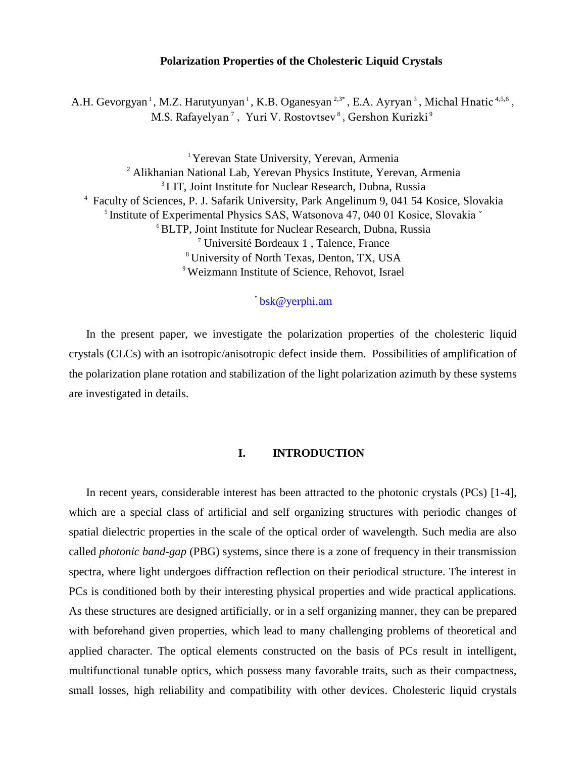# Polarization Properties of the Cholesteric Liquid Crystals

A.H. Gevorgyan [1], M.Z. Harutyunyan [1], K.B. Oganesyan [2,3*], E.A. Ayryan [3], Michal Hnatic [4,5,6], M.S. Rafayelyan [7], Yuri V. Rostovtsev [8], Gershon Kurizki [9]

[1] Yerevan State University, Yerevan, Armenia
[2] Alikhanian National Lab, Yerevan Physics Institute, Yerevan, Armenia
[3] LIT, Joint Institute for Nuclear Research, Dubna, Russia
[4] Faculty of Sciences, P. J. Safarik University, Park Angelinum 9, 041 54 Kosice, Slovakia
[5] Institute of Experimental Physics SAS, Watsonova 47, 040 01 Kosice, Slovakia ˇ
[6] BLTP, Joint Institute for Nuclear Research, Dubna, Russia
[7] Université Bordeaux 1 , Talence, France
[8] University of North Texas, Denton, TX, USA
[9] Weizmann Institute of Science, Rehovot, Israel

[*] bsk@yerphi.am

In the present paper, we investigate the polarization properties of the cholesteric liquid crystals (CLCs) with an isotropic/anisotropic defect inside them. Possibilities of amplification of the polarization plane rotation and stabilization of the light polarization azimuth by these systems are investigated in details.

## I. INTRODUCTION

In recent years, considerable interest has been attracted to the photonic crystals (PCs) [1-4], which are a special class of artificial and self organizing structures with periodic changes of spatial dielectric properties in the scale of the optical order of wavelength. Such media are also called *photonic band-gap* (PBG) systems, since there is a zone of frequency in their transmission spectra, where light undergoes diffraction reflection on their periodical structure. The interest in PCs is conditioned both by their interesting physical properties and wide practical applications. As these structures are designed artificially, or in a self organizing manner, they can be prepared with beforehand given properties, which lead to many challenging problems of theoretical and applied character. The optical elements constructed on the basis of PCs result in intelligent, multifunctional tunable optics, which possess many favorable traits, such as their compactness, small losses, high reliability and compatibility with other devices. Cholesteric liquid crystals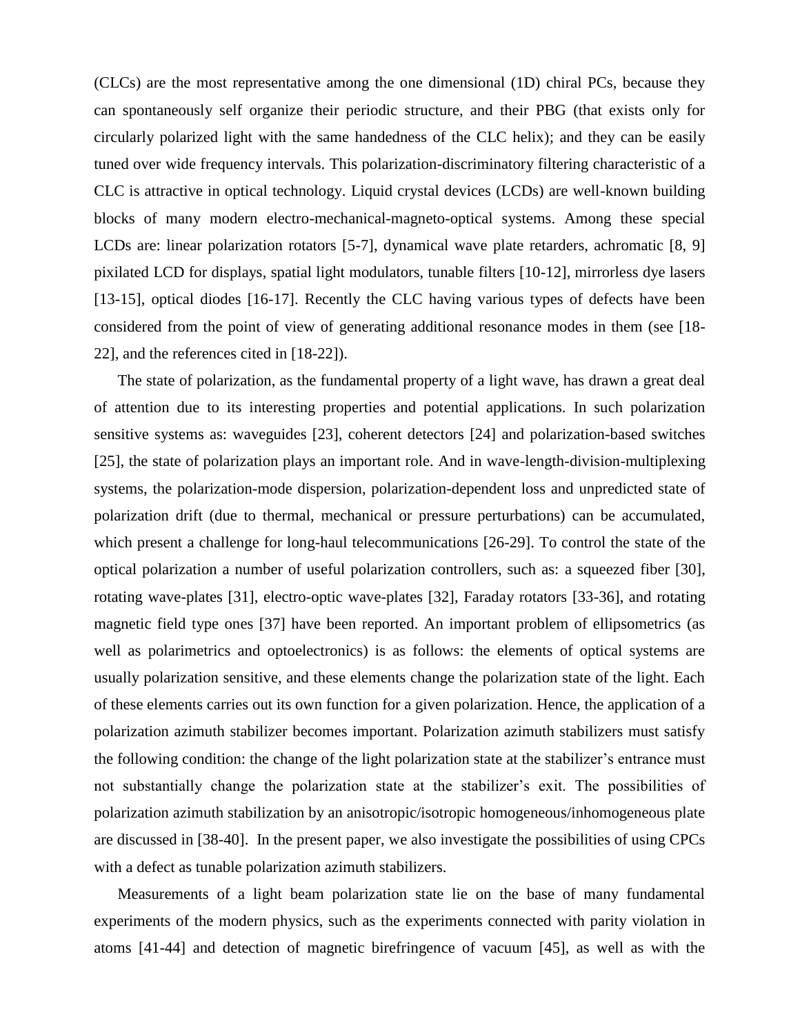(CLCs) are the most representative among the one dimensional (1D) chiral PCs, because they can spontaneously self organize their periodic structure, and their PBG (that exists only for circularly polarized light with the same handedness of the CLC helix); and they can be easily tuned over wide frequency intervals. This polarization-discriminatory filtering characteristic of a CLC is attractive in optical technology. Liquid crystal devices (LCDs) are well-known building blocks of many modern electro-mechanical-magneto-optical systems. Among these special LCDs are: linear polarization rotators [5-7], dynamical wave plate retarders, achromatic [8, 9] pixilated LCD for displays, spatial light modulators, tunable filters [10-12], mirrorless dye lasers [13-15], optical diodes [16-17]. Recently the CLC having various types of defects have been considered from the point of view of generating additional resonance modes in them (see [18-22], and the references cited in [18-22]).

The state of polarization, as the fundamental property of a light wave, has drawn a great deal of attention due to its interesting properties and potential applications. In such polarization sensitive systems as: waveguides [23], coherent detectors [24] and polarization-based switches [25], the state of polarization plays an important role. And in wave-length-division-multiplexing systems, the polarization-mode dispersion, polarization-dependent loss and unpredicted state of polarization drift (due to thermal, mechanical or pressure perturbations) can be accumulated, which present a challenge for long-haul telecommunications [26-29]. To control the state of the optical polarization a number of useful polarization controllers, such as: a squeezed fiber [30], rotating wave-plates [31], electro-optic wave-plates [32], Faraday rotators [33-36], and rotating magnetic field type ones [37] have been reported. An important problem of ellipsometrics (as well as polarimetrics and optoelectronics) is as follows: the elements of optical systems are usually polarization sensitive, and these elements change the polarization state of the light. Each of these elements carries out its own function for a given polarization. Hence, the application of a polarization azimuth stabilizer becomes important. Polarization azimuth stabilizers must satisfy the following condition: the change of the light polarization state at the stabilizer's entrance must not substantially change the polarization state at the stabilizer's exit. The possibilities of polarization azimuth stabilization by an anisotropic/isotropic homogeneous/inhomogeneous plate are discussed in [38-40]. In the present paper, we also investigate the possibilities of using CPCs with a defect as tunable polarization azimuth stabilizers.

Measurements of a light beam polarization state lie on the base of many fundamental experiments of the modern physics, such as the experiments connected with parity violation in atoms [41-44] and detection of magnetic birefringence of vacuum [45], as well as with the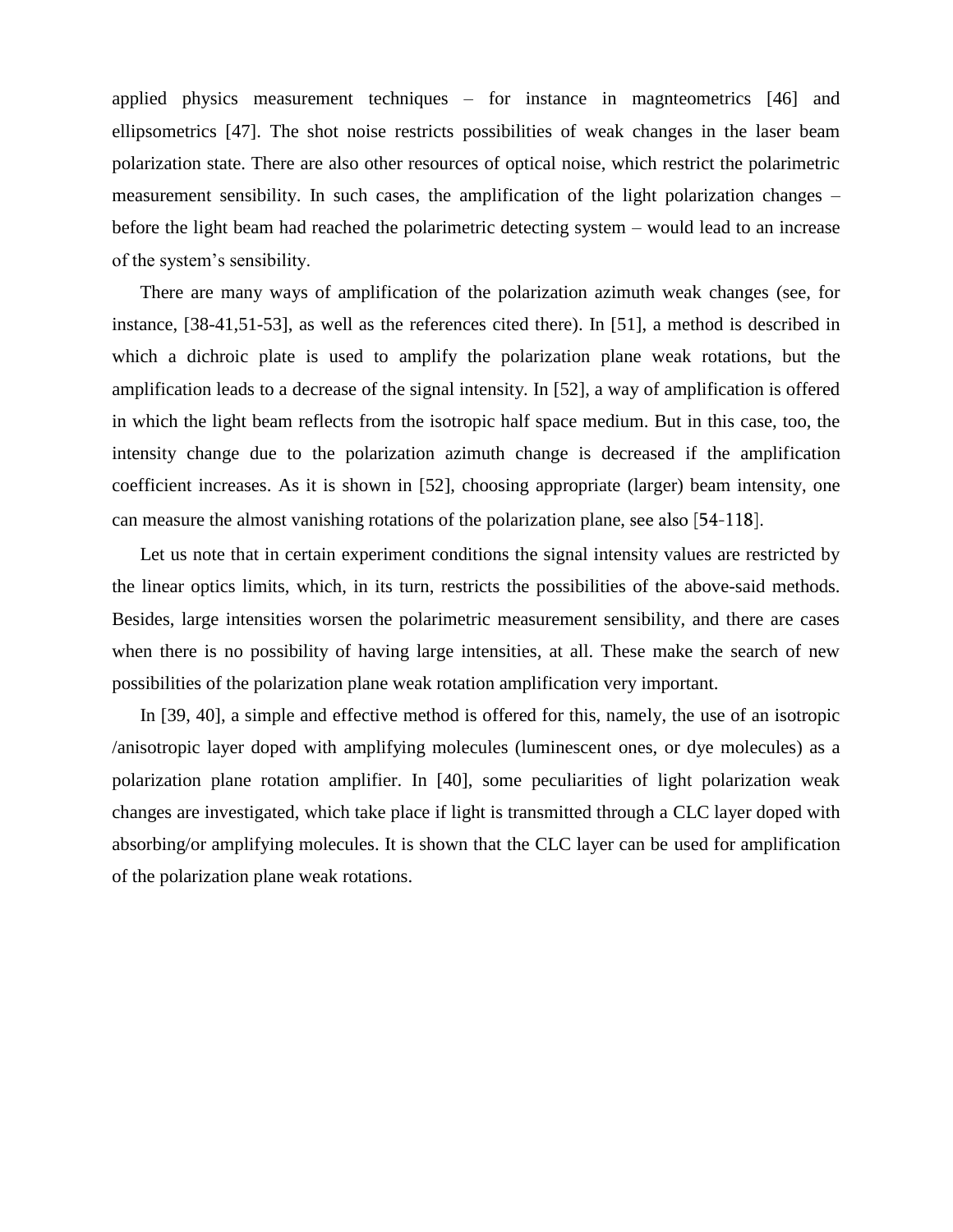applied physics measurement techniques – for instance in magnteometrics [46] and ellipsometrics [47]. The shot noise restricts possibilities of weak changes in the laser beam polarization state. There are also other resources of optical noise, which restrict the polarimetric measurement sensibility. In such cases, the amplification of the light polarization changes – before the light beam had reached the polarimetric detecting system – would lead to an increase of the system's sensibility.

There are many ways of amplification of the polarization azimuth weak changes (see, for instance, [38-41,51-53], as well as the references cited there). In [51], a method is described in which a dichroic plate is used to amplify the polarization plane weak rotations, but the amplification leads to a decrease of the signal intensity. In [52], a way of amplification is offered in which the light beam reflects from the isotropic half space medium. But in this case, too, the intensity change due to the polarization azimuth change is decreased if the amplification coefficient increases. As it is shown in [52], choosing appropriate (larger) beam intensity, one can measure the almost vanishing rotations of the polarization plane, see also [54-118].

Let us note that in certain experiment conditions the signal intensity values are restricted by the linear optics limits, which, in its turn, restricts the possibilities of the above-said methods. Besides, large intensities worsen the polarimetric measurement sensibility, and there are cases when there is no possibility of having large intensities, at all. These make the search of new possibilities of the polarization plane weak rotation amplification very important.

In [39, 40], a simple and effective method is offered for this, namely, the use of an isotropic /anisotropic layer doped with amplifying molecules (luminescent ones, or dye molecules) as a polarization plane rotation amplifier. In [40], some peculiarities of light polarization weak changes are investigated, which take place if light is transmitted through a CLC layer doped with absorbing/or amplifying molecules. It is shown that the CLC layer can be used for amplification of the polarization plane weak rotations.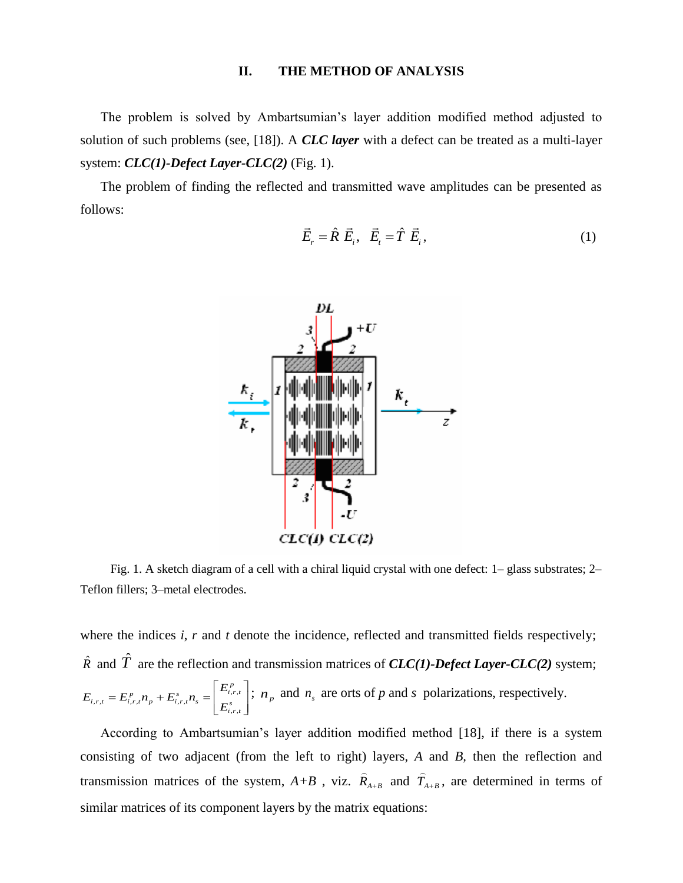## II. THE METHOD OF ANALYSIS

The problem is solved by Ambartsumian's layer addition modified method adjusted to solution of such problems (see, [18]). A ***CLC layer*** with a defect can be treated as a multi-layer system: ***CLC(1)-Defect Layer-CLC(2)*** (Fig. 1).

The problem of finding the reflected and transmitted wave amplitudes can be presented as follows:

$$\vec{E}_r = \hat{R}\,\vec{E}_i, \quad \vec{E}_t = \hat{T}\,\vec{E}_i, \tag{1}$$

Fig. 1. A sketch diagram of a cell with a chiral liquid crystal with one defect: 1– glass substrates; 2– Teflon fillers; 3–metal electrodes.

where the indices *i*, *r* and *t* denote the incidence, reflected and transmitted fields respectively; $\hat{R}$ and $\hat{T}$ are the reflection and transmission matrices of ***CLC(1)-Defect Layer-CLC(2)*** system; $E_{i,r,t} = E^p_{i,r,t} n_p + E^s_{i,r,t} n_s = \begin{bmatrix} E^p_{i,r,t} \\ E^s_{i,r,t} \end{bmatrix}$; $n_p$ and $n_s$ are orts of *p* and *s* polarizations, respectively.

According to Ambartsumian's layer addition modified method [18], if there is a system consisting of two adjacent (from the left to right) layers, *A* and *B*, then the reflection and transmission matrices of the system, *A*+*B* , viz. $\widehat{R}_{A+B}$ and $\widehat{T}_{A+B}$, are determined in terms of similar matrices of its component layers by the matrix equations: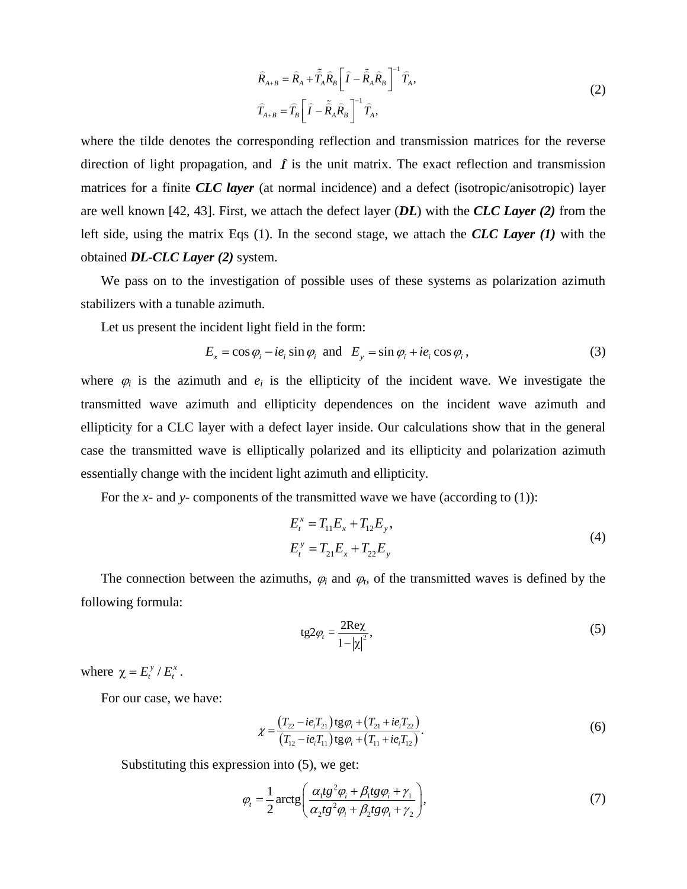$$
\begin{aligned}
\hat{R}_{A+B} &= \hat{R}_A + \tilde{\hat{T}}_A \hat{R}_B \left[ \hat{I} - \tilde{\hat{R}}_A \hat{R}_B \right]^{-1} \hat{T}_A, \\
\hat{T}_{A+B} &= \hat{T}_B \left[ \hat{I} - \tilde{\hat{R}}_A \hat{R}_B \right]^{-1} \hat{T}_A,
\end{aligned}
\tag{2}
$$

where the tilde denotes the corresponding reflection and transmission matrices for the reverse direction of light propagation, and $\hat{I}$ is the unit matrix. The exact reflection and transmission matrices for a finite ***CLC layer*** (at normal incidence) and a defect (isotropic/anisotropic) layer are well known [42, 43]. First, we attach the defect layer (***DL***) with the ***CLC Layer (2)*** from the left side, using the matrix Eqs (1). In the second stage, we attach the ***CLC Layer (1)*** with the obtained ***DL-CLC Layer (2)*** system.

We pass on to the investigation of possible uses of these systems as polarization azimuth stabilizers with a tunable azimuth.

Let us present the incident light field in the form:

$$
E_x = \cos\varphi_i - ie_i \sin\varphi_i \ \text{ and } \ E_y = \sin\varphi_i + ie_i \cos\varphi_i\,, \tag{3}
$$

where $\varphi_i$ is the azimuth and $e_i$ is the ellipticity of the incident wave. We investigate the transmitted wave azimuth and ellipticity dependences on the incident wave azimuth and ellipticity for a CLC layer with a defect layer inside. Our calculations show that in the general case the transmitted wave is elliptically polarized and its ellipticity and polarization azimuth essentially change with the incident light azimuth and ellipticity.

For the *x*- and *y*- components of the transmitted wave we have (according to (1)):

$$
\begin{aligned}
E_t^x &= T_{11} E_x + T_{12} E_y\,, \\
E_t^y &= T_{21} E_x + T_{22} E_y
\end{aligned}
\tag{4}
$$

The connection between the azimuths, $\varphi_i$ and $\varphi_t$, of the transmitted waves is defined by the following formula:

$$
\mathrm{tg} 2\varphi_t = \frac{2\mathrm{Re}\chi}{1-|\chi|^2}, \tag{5}
$$

where $\chi = E_t^y / E_t^x$.

For our case, we have:

$$
\chi = \frac{\left(T_{22} - ie_i T_{21}\right)\mathrm{tg}\varphi_i + \left(T_{21} + ie_i T_{22}\right)}{\left(T_{12} - ie_i T_{11}\right)\mathrm{tg}\varphi_i + \left(T_{11} + ie_i T_{12}\right)}. \tag{6}
$$

Substituting this expression into (5), we get:

$$
\varphi_t = \frac{1}{2}\mathrm{arctg}\left( \frac{\alpha_1 tg^2\varphi_i + \beta_1 tg\varphi_i + \gamma_1}{\alpha_2 tg^2\varphi_i + \beta_2 tg\varphi_i + \gamma_2} \right), \tag{7}
$$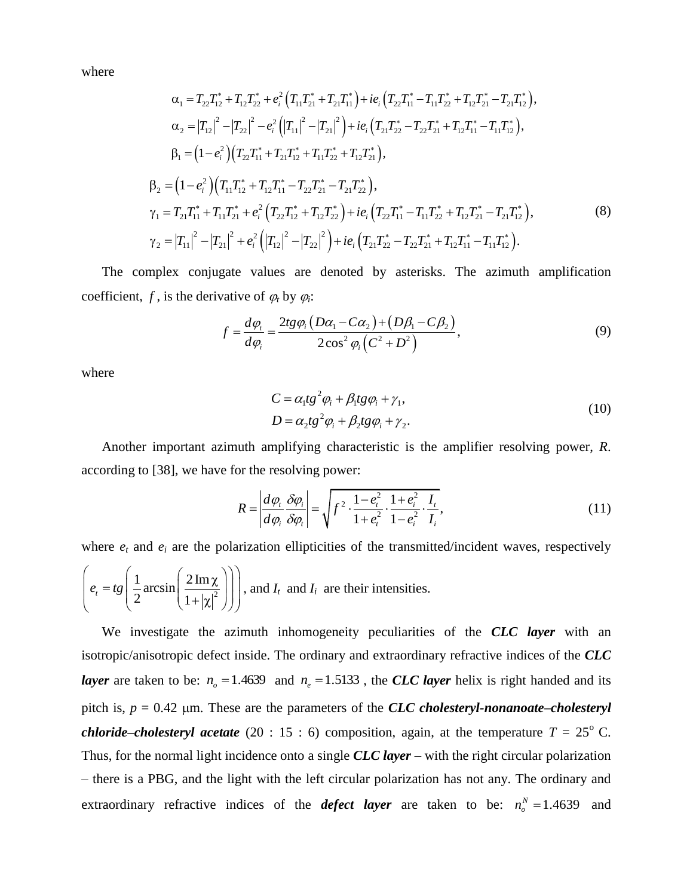where

$$
\begin{aligned}
&\alpha_1 = T_{22}T_{12}^* + T_{12}T_{22}^* + e_i^2\left(T_{11}T_{21}^* + T_{21}T_{11}^*\right) + ie_i\left(T_{22}T_{11}^* - T_{11}T_{22}^* + T_{12}T_{21}^* - T_{21}T_{12}^*\right),\\
&\alpha_2 = \left|T_{12}\right|^2 - \left|T_{22}\right|^2 - e_i^2\left(\left|T_{11}\right|^2 - \left|T_{21}\right|^2\right) + ie_i\left(T_{21}T_{22}^* - T_{22}T_{21}^* + T_{12}T_{11}^* - T_{11}T_{12}^*\right),\\
&\beta_1 = \left(1 - e_i^2\right)\left(T_{22}T_{11}^* + T_{21}T_{12}^* + T_{11}T_{22}^* + T_{12}T_{21}^*\right),\\
&\beta_2 = \left(1 - e_i^2\right)\left(T_{11}T_{12}^* + T_{12}T_{11}^* - T_{22}T_{21}^* - T_{21}T_{22}^*\right),\\
&\gamma_1 = T_{21}T_{11}^* + T_{11}T_{21}^* + e_i^2\left(T_{22}T_{12}^* + T_{12}T_{22}^*\right) + ie_i\left(T_{22}T_{11}^* - T_{11}T_{22}^* + T_{12}T_{21}^* - T_{21}T_{12}^*\right),\\
&\gamma_2 = \left|T_{11}\right|^2 - \left|T_{21}\right|^2 + e_i^2\left(\left|T_{12}\right|^2 - \left|T_{22}\right|^2\right) + ie_i\left(T_{21}T_{22}^* - T_{22}T_{21}^* + T_{12}T_{11}^* - T_{11}T_{12}^*\right).
\end{aligned}
\tag{8}
$$

The complex conjugate values are denoted by asterisks. The azimuth amplification coefficient, $f$, is the derivative of $\varphi_t$ by $\varphi_i$:

$$
f = \frac{d\varphi_t}{d\varphi_i} = \frac{2tg\varphi_i\left(D\alpha_1 - C\alpha_2\right) + \left(D\beta_1 - C\beta_2\right)}{2\cos^2\varphi_i\left(C^2 + D^2\right)},
\tag{9}
$$

where

$$
\begin{aligned}
C &= \alpha_1 tg^2\varphi_i + \beta_1 tg\varphi_i + \gamma_1,\\
D &= \alpha_2 tg^2\varphi_i + \beta_2 tg\varphi_i + \gamma_2.
\end{aligned}
\tag{10}
$$

Another important azimuth amplifying characteristic is the amplifier resolving power, $R$. according to [38], we have for the resolving power:

$$
R = \left|\frac{d\varphi_t}{d\varphi_i}\frac{\delta\varphi_i}{\delta\varphi_t}\right| = \sqrt{f^2 \cdot \frac{1 - e_t^2}{1 + e_t^2} \cdot \frac{1 + e_i^2}{1 - e_i^2} \cdot \frac{I_t}{I_i}},
\tag{11}
$$

where $e_t$ and $e_i$ are the polarization ellipticities of the transmitted/incident waves, respectively $\left(e_t = tg\left(\frac{1}{2}\arcsin\left(\frac{2\,\mathrm{Im}\,\chi}{1 + |\chi|^2}\right)\right)\right)$, and $I_t$ and $I_i$ are their intensities.

We investigate the azimuth inhomogeneity peculiarities of the ***CLC layer*** with an isotropic/anisotropic defect inside. The ordinary and extraordinary refractive indices of the ***CLC layer*** are taken to be: $n_o = 1.4639$ and $n_e = 1.5133$, the ***CLC layer*** helix is right handed and its pitch is, $p$ = 0.42 μm. These are the parameters of the ***CLC cholesteryl-nonanoate–cholesteryl chloride–cholesteryl acetate*** (20 : 15 : 6) composition, again, at the temperature $T$ = 25$^{\circ}$ C. Thus, for the normal light incidence onto a single ***CLC layer*** – with the right circular polarization – there is a PBG, and the light with the left circular polarization has not any. The ordinary and extraordinary refractive indices of the ***defect layer*** are taken to be: $n_o^N = 1.4639$ and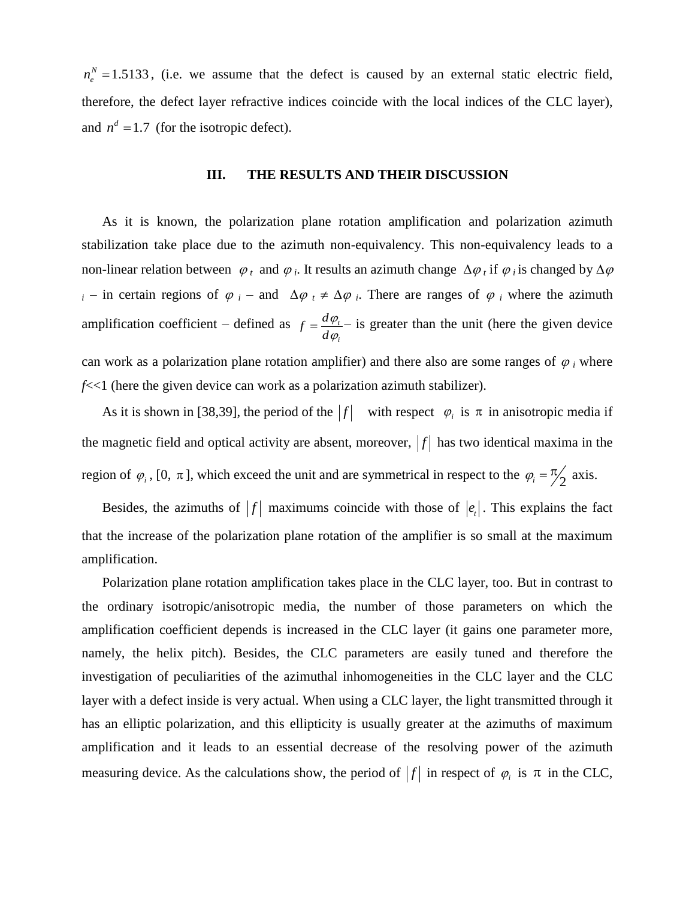$n_e^N = 1.5133$, (i.e. we assume that the defect is caused by an external static electric field, therefore, the defect layer refractive indices coincide with the local indices of the CLC layer), and $n^d = 1.7$ (for the isotropic defect).

## III. THE RESULTS AND THEIR DISCUSSION

As it is known, the polarization plane rotation amplification and polarization azimuth stabilization take place due to the azimuth non-equivalency. This non-equivalency leads to a non-linear relation between $\varphi_t$ and $\varphi_i$. It results an azimuth change $\Delta\varphi_t$ if $\varphi_i$ is changed by $\Delta\varphi_i$ – in certain regions of $\varphi_i$ – and $\Delta\varphi_t \neq \Delta\varphi_i$. There are ranges of $\varphi_i$ where the azimuth amplification coefficient – defined as $f = \frac{d\varphi_t}{d\varphi_i}$ – is greater than the unit (here the given device can work as a polarization plane rotation amplifier) and there also are some ranges of $\varphi_i$ where $f$<<1 (here the given device can work as a polarization azimuth stabilizer).

As it is shown in [38,39], the period of the $|f|$ with respect $\varphi_i$ is $\pi$ in anisotropic media if the magnetic field and optical activity are absent, moreover, $|f|$ has two identical maxima in the region of $\varphi_i$, [0, $\pi$], which exceed the unit and are symmetrical in respect to the $\varphi_i = \pi/2$ axis.

Besides, the azimuths of $|f|$ maximums coincide with those of $|e_t|$. This explains the fact that the increase of the polarization plane rotation of the amplifier is so small at the maximum amplification.

Polarization plane rotation amplification takes place in the CLC layer, too. But in contrast to the ordinary isotropic/anisotropic media, the number of those parameters on which the amplification coefficient depends is increased in the CLC layer (it gains one parameter more, namely, the helix pitch). Besides, the CLC parameters are easily tuned and therefore the investigation of peculiarities of the azimuthal inhomogeneities in the CLC layer and the CLC layer with a defect inside is very actual. When using a CLC layer, the light transmitted through it has an elliptic polarization, and this ellipticity is usually greater at the azimuths of maximum amplification and it leads to an essential decrease of the resolving power of the azimuth measuring device. As the calculations show, the period of $|f|$ in respect of $\varphi_i$ is $\pi$ in the CLC,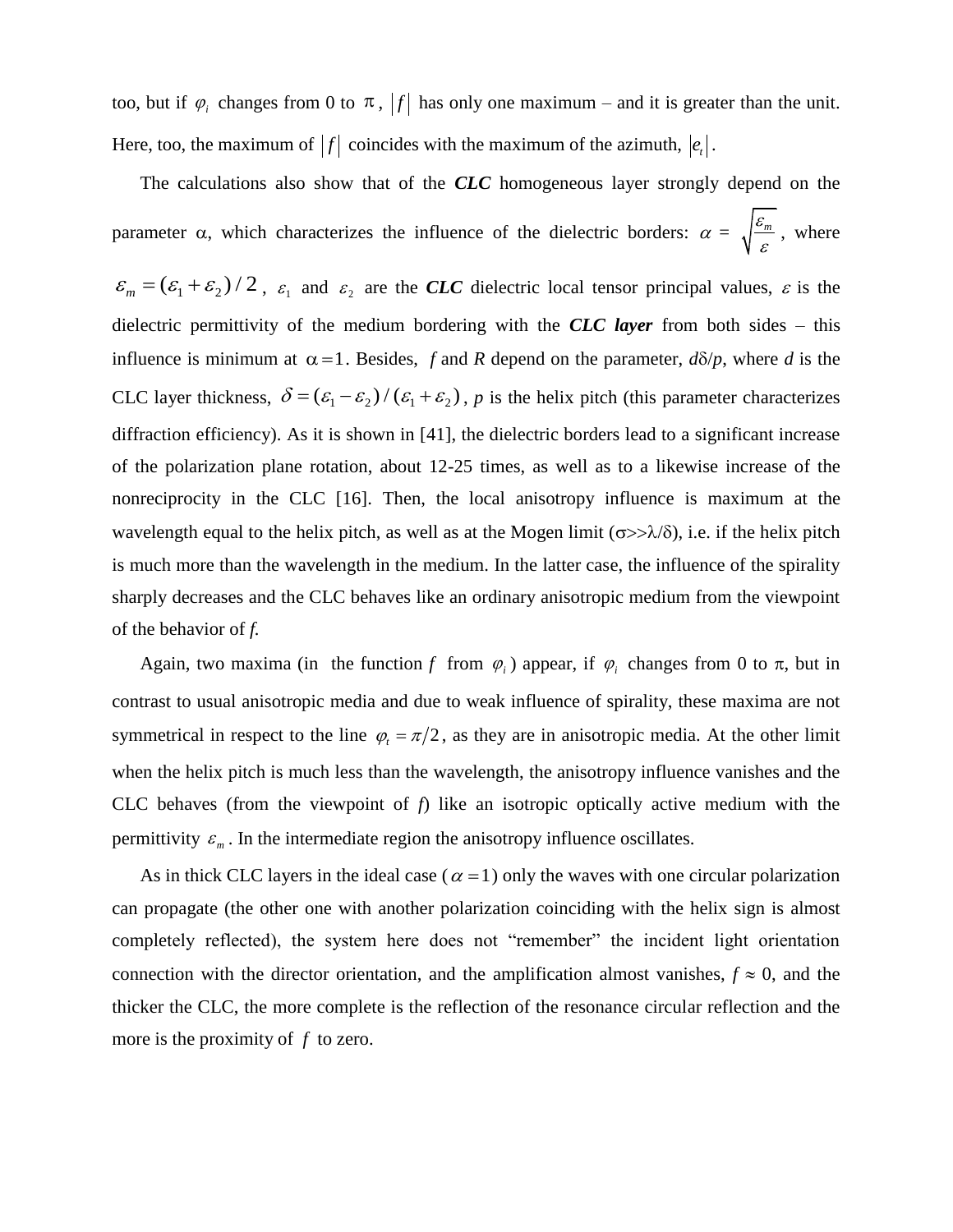too, but if $\varphi_i$ changes from 0 to $\pi$, $|f|$ has only one maximum – and it is greater than the unit. Here, too, the maximum of $|f|$ coincides with the maximum of the azimuth, $|e_t|$.

The calculations also show that of the ***CLC*** homogeneous layer strongly depend on the parameter α, which characterizes the influence of the dielectric borders: $\alpha = \sqrt{\frac{\varepsilon_m}{\varepsilon}}$, where $\varepsilon_m = (\varepsilon_1 + \varepsilon_2)/2$, $\varepsilon_1$ and $\varepsilon_2$ are the ***CLC*** dielectric local tensor principal values, $\varepsilon$ is the dielectric permittivity of the medium bordering with the ***CLC layer*** from both sides – this influence is minimum at $\alpha = 1$. Besides, *f* and *R* depend on the parameter, $d\delta/p$, where *d* is the CLC layer thickness, $\delta = (\varepsilon_1 - \varepsilon_2)/(\varepsilon_1 + \varepsilon_2)$, *p* is the helix pitch (this parameter characterizes diffraction efficiency). As it is shown in [41], the dielectric borders lead to a significant increase of the polarization plane rotation, about 12-25 times, as well as to a likewise increase of the nonreciprocity in the CLC [16]. Then, the local anisotropy influence is maximum at the wavelength equal to the helix pitch, as well as at the Mogen limit ($\sigma \gg \lambda/\delta$), i.e. if the helix pitch is much more than the wavelength in the medium. In the latter case, the influence of the spirality sharply decreases and the CLC behaves like an ordinary anisotropic medium from the viewpoint of the behavior of *f*.

Again, two maxima (in the function *f* from $\varphi_i$) appear, if $\varphi_i$ changes from 0 to π, but in contrast to usual anisotropic media and due to weak influence of spirality, these maxima are not symmetrical in respect to the line $\varphi_t = \pi/2$, as they are in anisotropic media. At the other limit when the helix pitch is much less than the wavelength, the anisotropy influence vanishes and the CLC behaves (from the viewpoint of *f*) like an isotropic optically active medium with the permittivity $\varepsilon_m$. In the intermediate region the anisotropy influence oscillates.

As in thick CLC layers in the ideal case ($\alpha = 1$) only the waves with one circular polarization can propagate (the other one with another polarization coinciding with the helix sign is almost completely reflected), the system here does not "remember" the incident light orientation connection with the director orientation, and the amplification almost vanishes, $f \approx 0$, and the thicker the CLC, the more complete is the reflection of the resonance circular reflection and the more is the proximity of *f* to zero.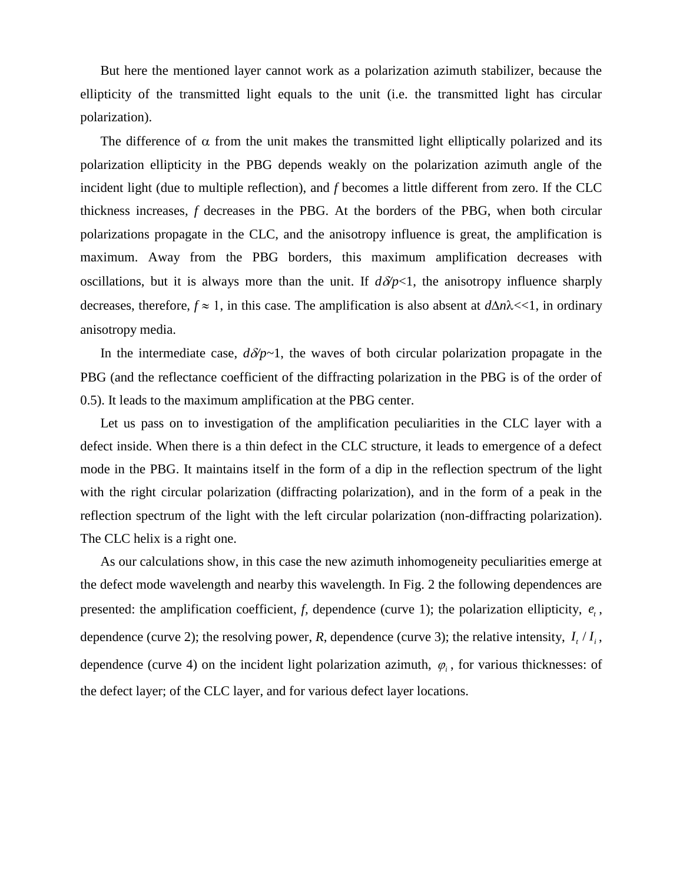But here the mentioned layer cannot work as a polarization azimuth stabilizer, because the ellipticity of the transmitted light equals to the unit (i.e. the transmitted light has circular polarization).

The difference of $\alpha$ from the unit makes the transmitted light elliptically polarized and its polarization ellipticity in the PBG depends weakly on the polarization azimuth angle of the incident light (due to multiple reflection), and $f$ becomes a little different from zero. If the CLC thickness increases, $f$ decreases in the PBG. At the borders of the PBG, when both circular polarizations propagate in the CLC, and the anisotropy influence is great, the amplification is maximum. Away from the PBG borders, this maximum amplification decreases with oscillations, but it is always more than the unit. If $d\delta/p<1$, the anisotropy influence sharply decreases, therefore, $f \approx 1$, in this case. The amplification is also absent at $d\Delta n\lambda<<1$, in ordinary anisotropy media.

In the intermediate case, $d\delta/p\sim1$, the waves of both circular polarization propagate in the PBG (and the reflectance coefficient of the diffracting polarization in the PBG is of the order of 0.5). It leads to the maximum amplification at the PBG center.

Let us pass on to investigation of the amplification peculiarities in the CLC layer with a defect inside. When there is a thin defect in the CLC structure, it leads to emergence of a defect mode in the PBG. It maintains itself in the form of a dip in the reflection spectrum of the light with the right circular polarization (diffracting polarization), and in the form of a peak in the reflection spectrum of the light with the left circular polarization (non-diffracting polarization). The CLC helix is a right one.

As our calculations show, in this case the new azimuth inhomogeneity peculiarities emerge at the defect mode wavelength and nearby this wavelength. In Fig. 2 the following dependences are presented: the amplification coefficient, $f$, dependence (curve 1); the polarization ellipticity, $e_t$, dependence (curve 2); the resolving power, $R$, dependence (curve 3); the relative intensity, $I_t / I_i$, dependence (curve 4) on the incident light polarization azimuth, $\varphi_i$, for various thicknesses: of the defect layer; of the CLC layer, and for various defect layer locations.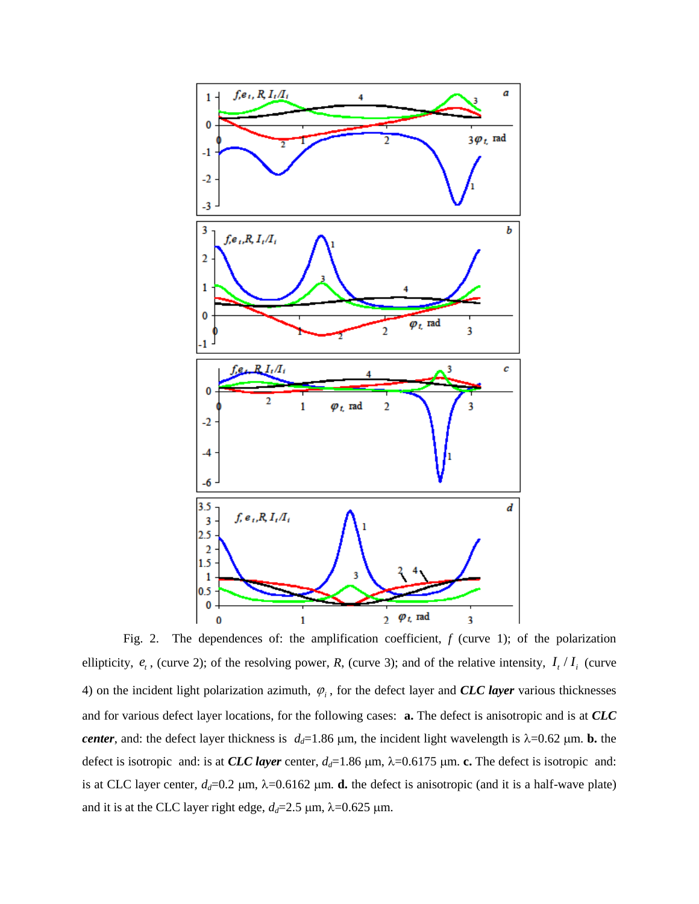Fig. 2. The dependences of: the amplification coefficient, $f$ (curve 1); of the polarization ellipticity, $e_t$, (curve 2); of the resolving power, $R$, (curve 3); and of the relative intensity, $I_t / I_i$ (curve 4) on the incident light polarization azimuth, $\varphi_i$, for the defect layer and ***CLC layer*** various thicknesses and for various defect layer locations, for the following cases: **a.** The defect is anisotropic and is at ***CLC center***, and: the defect layer thickness is $d_d$=1.86 μm, the incident light wavelength is λ=0.62 μm. **b.** the defect is isotropic and: is at ***CLC layer*** center, $d_d$=1.86 μm, λ=0.6175 μm. **c.** The defect is isotropic and: is at CLC layer center, $d_d$=0.2 μm, λ=0.6162 μm. **d.** the defect is anisotropic (and it is a half-wave plate) and it is at the CLC layer right edge, $d_d$=2.5 μm, λ=0.625 μm.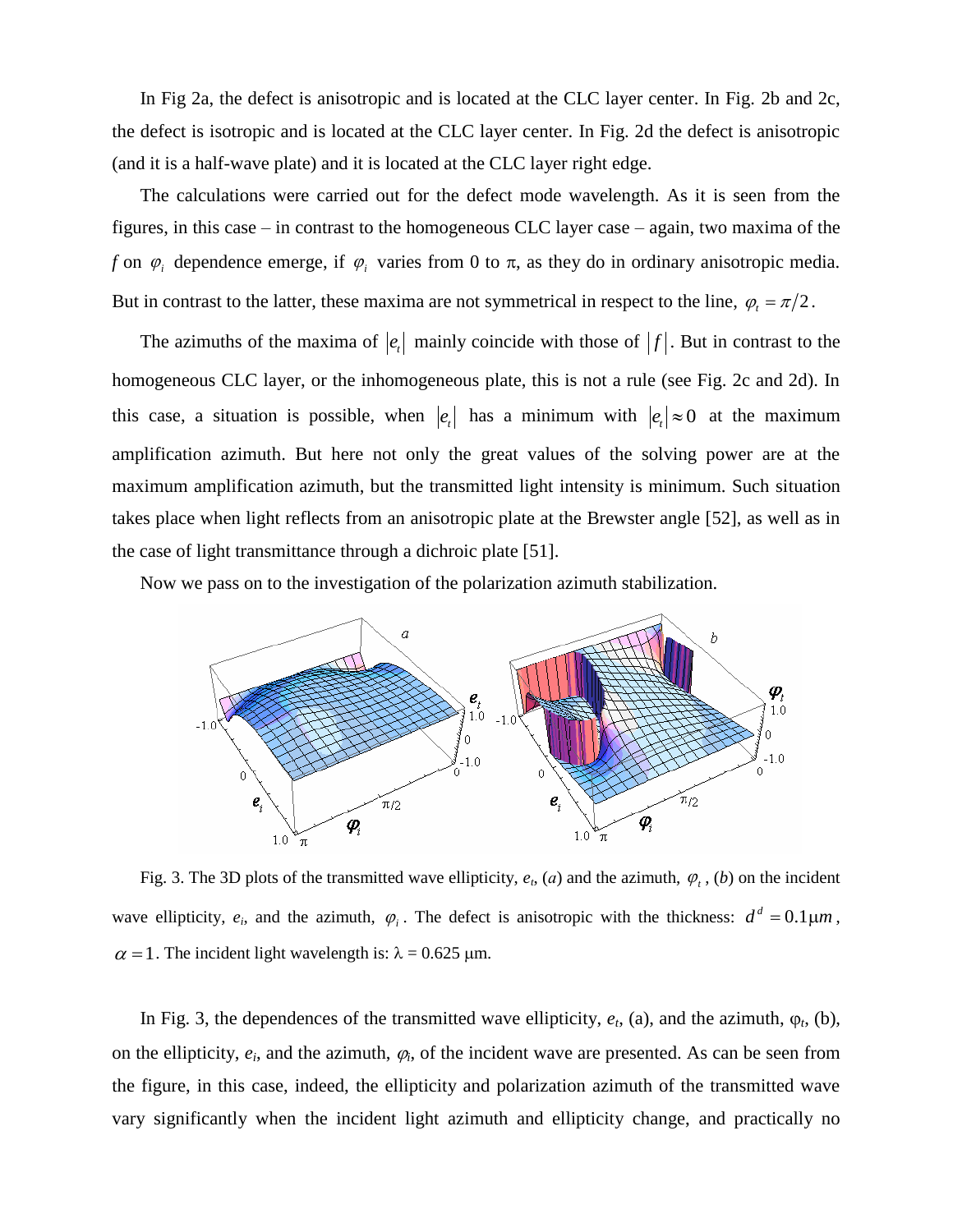In Fig 2a, the defect is anisotropic and is located at the CLC layer center. In Fig. 2b and 2c, the defect is isotropic and is located at the CLC layer center. In Fig. 2d the defect is anisotropic (and it is a half-wave plate) and it is located at the CLC layer right edge.

The calculations were carried out for the defect mode wavelength. As it is seen from the figures, in this case – in contrast to the homogeneous CLC layer case – again, two maxima of the $f$ on $\varphi_i$ dependence emerge, if $\varphi_i$ varies from 0 to π, as they do in ordinary anisotropic media. But in contrast to the latter, these maxima are not symmetrical in respect to the line, $\varphi_t = \pi/2$.

The azimuths of the maxima of $|e_t|$ mainly coincide with those of $|f|$. But in contrast to the homogeneous CLC layer, or the inhomogeneous plate, this is not a rule (see Fig. 2c and 2d). In this case, a situation is possible, when $|e_t|$ has a minimum with $|e_t| \approx 0$ at the maximum amplification azimuth. But here not only the great values of the solving power are at the maximum amplification azimuth, but the transmitted light intensity is minimum. Such situation takes place when light reflects from an anisotropic plate at the Brewster angle [52], as well as in the case of light transmittance through a dichroic plate [51].

Now we pass on to the investigation of the polarization azimuth stabilization.

Fig. 3. The 3D plots of the transmitted wave ellipticity, $e_t$, (*a*) and the azimuth, $\varphi_t$, (*b*) on the incident wave ellipticity, $e_i$, and the azimuth, $\varphi_i$. The defect is anisotropic with the thickness: $d^d = 0.1\mu m$, $\alpha = 1$. The incident light wavelength is: λ = 0.625 μm.

In Fig. 3, the dependences of the transmitted wave ellipticity, $e_t$, (a), and the azimuth, $\varphi_t$, (b), on the ellipticity, $e_i$, and the azimuth, $\varphi_i$, of the incident wave are presented. As can be seen from the figure, in this case, indeed, the ellipticity and polarization azimuth of the transmitted wave vary significantly when the incident light azimuth and ellipticity change, and practically no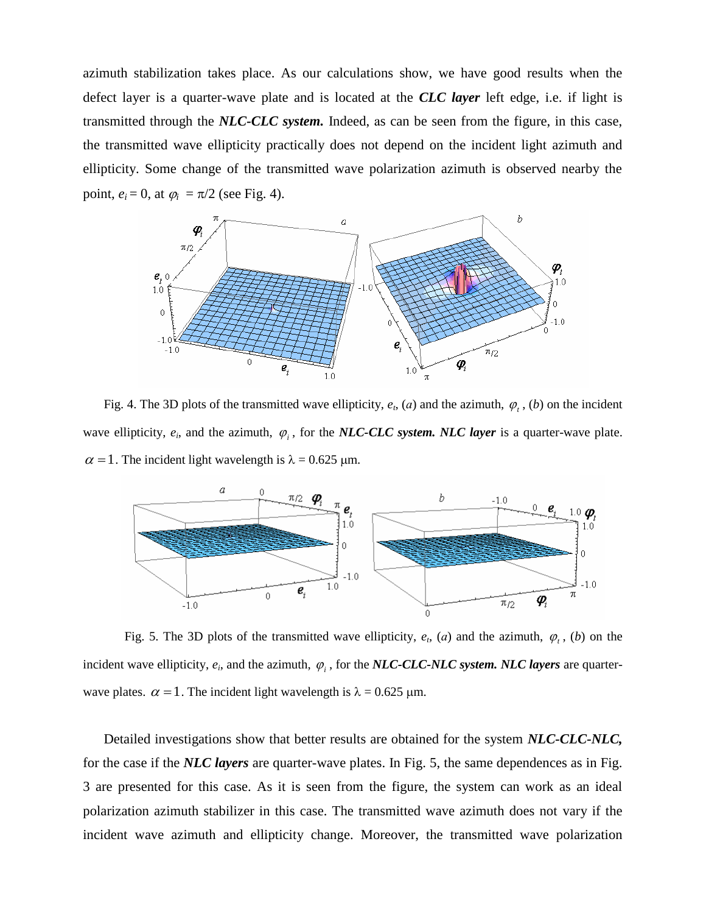azimuth stabilization takes place. As our calculations show, we have good results when the defect layer is a quarter-wave plate and is located at the ***CLC layer*** left edge, i.e. if light is transmitted through the ***NLC-CLC system.*** Indeed, as can be seen from the figure, in this case, the transmitted wave ellipticity practically does not depend on the incident light azimuth and ellipticity. Some change of the transmitted wave polarization azimuth is observed nearby the point, $e_i = 0$, at $\varphi_i = \pi/2$ (see Fig. 4).

Fig. 4. The 3D plots of the transmitted wave ellipticity, $e_t$, (*a*) and the azimuth, $\varphi_t$, (*b*) on the incident wave ellipticity, $e_i$, and the azimuth, $\varphi_i$, for the ***NLC-CLC system. NLC layer*** is a quarter-wave plate. $\alpha = 1$. The incident light wavelength is $\lambda = 0.625$ μm.

Fig. 5. The 3D plots of the transmitted wave ellipticity, $e_t$, (*a*) and the azimuth, $\varphi_t$, (*b*) on the incident wave ellipticity, $e_i$, and the azimuth, $\varphi_i$, for the ***NLC-CLC-NLC system. NLC layers*** are quarter-wave plates. $\alpha = 1$. The incident light wavelength is $\lambda = 0.625$ μm.

Detailed investigations show that better results are obtained for the system ***NLC-CLC-NLC,*** for the case if the ***NLC layers*** are quarter-wave plates. In Fig. 5, the same dependences as in Fig. 3 are presented for this case. As it is seen from the figure, the system can work as an ideal polarization azimuth stabilizer in this case. The transmitted wave azimuth does not vary if the incident wave azimuth and ellipticity change. Moreover, the transmitted wave polarization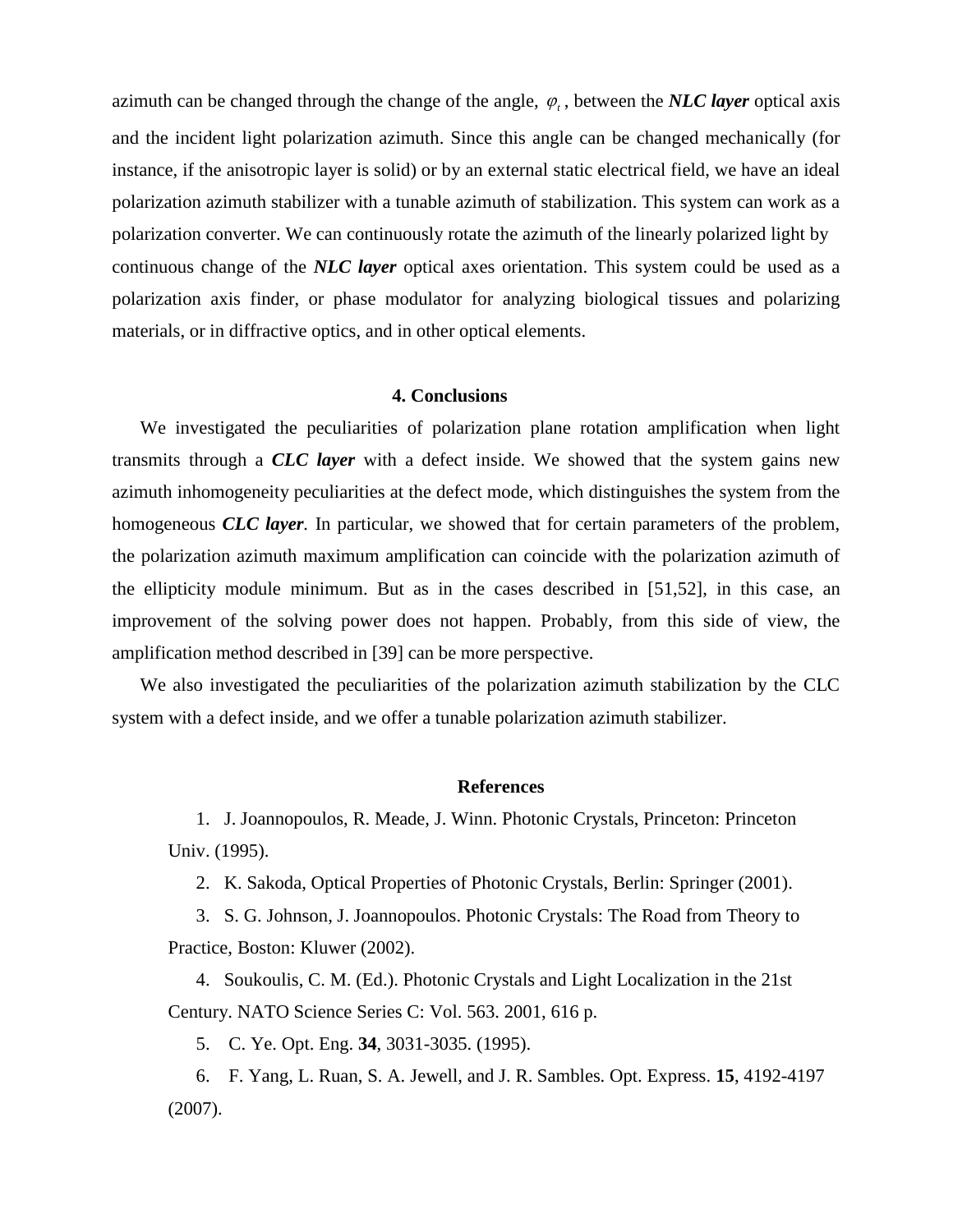azimuth can be changed through the change of the angle, $\varphi_t$, between the ***NLC layer*** optical axis and the incident light polarization azimuth. Since this angle can be changed mechanically (for instance, if the anisotropic layer is solid) or by an external static electrical field, we have an ideal polarization azimuth stabilizer with a tunable azimuth of stabilization. This system can work as a polarization converter. We can continuously rotate the azimuth of the linearly polarized light by continuous change of the ***NLC layer*** optical axes orientation. This system could be used as a polarization axis finder, or phase modulator for analyzing biological tissues and polarizing materials, or in diffractive optics, and in other optical elements.

## 4. Conclusions

We investigated the peculiarities of polarization plane rotation amplification when light transmits through a ***CLC layer*** with a defect inside. We showed that the system gains new azimuth inhomogeneity peculiarities at the defect mode, which distinguishes the system from the homogeneous ***CLC layer***. In particular, we showed that for certain parameters of the problem, the polarization azimuth maximum amplification can coincide with the polarization azimuth of the ellipticity module minimum. But as in the cases described in [51,52], in this case, an improvement of the solving power does not happen. Probably, from this side of view, the amplification method described in [39] can be more perspective.

We also investigated the peculiarities of the polarization azimuth stabilization by the CLC system with a defect inside, and we offer a tunable polarization azimuth stabilizer.

## References

1. J. Joannopoulos, R. Meade, J. Winn. Photonic Crystals, Princeton: Princeton Univ. (1995).
2. K. Sakoda, Optical Properties of Photonic Crystals, Berlin: Springer (2001).
3. S. G. Johnson, J. Joannopoulos. Photonic Crystals: The Road from Theory to Practice, Boston: Kluwer (2002).
4. Soukoulis, C. M. (Ed.). Photonic Crystals and Light Localization in the 21st Century. NATO Science Series C: Vol. 563. 2001, 616 p.
5. C. Ye. Opt. Eng. **34**, 3031-3035. (1995).
6. F. Yang, L. Ruan, S. A. Jewell, and J. R. Sambles. Opt. Express. **15**, 4192-4197 (2007).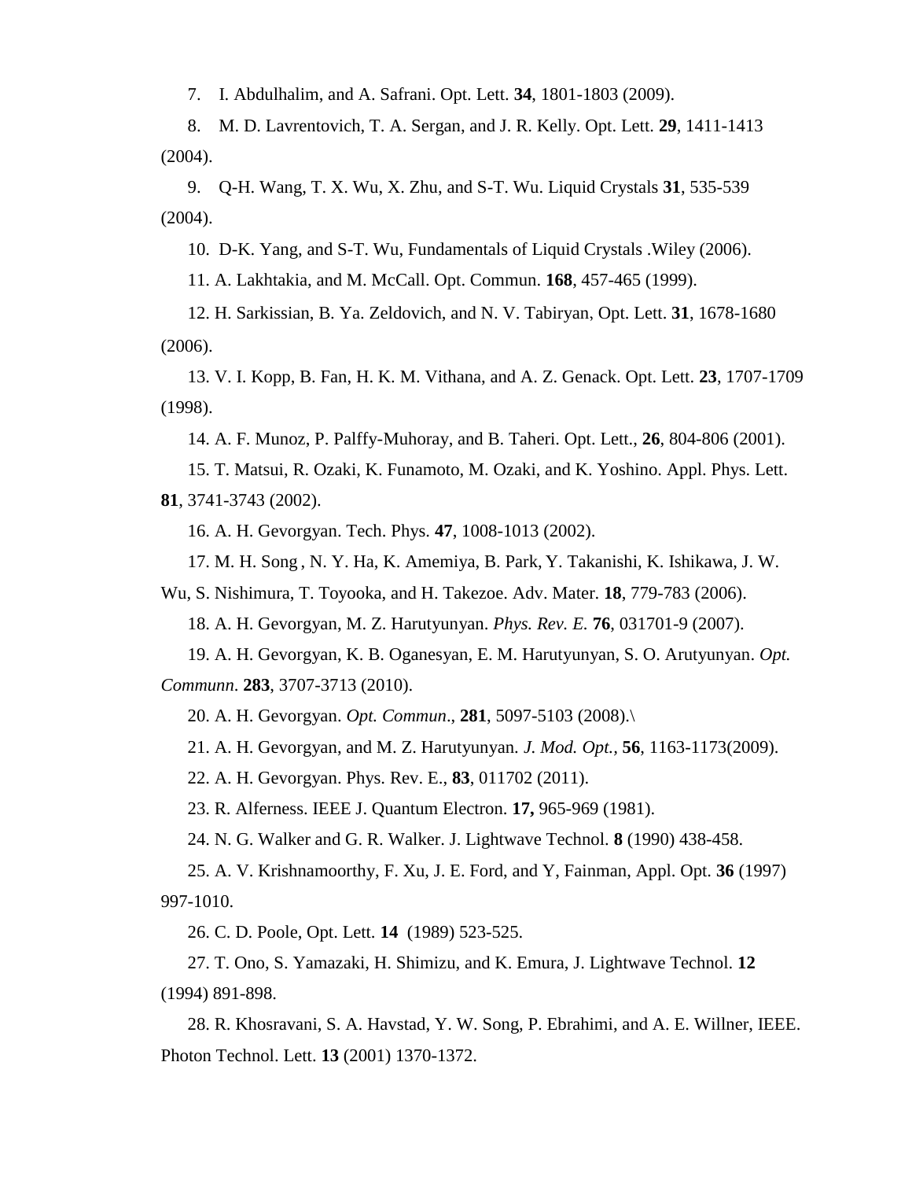7. I. Abdulhalim, and A. Safrani. Opt. Lett. **34**, 1801-1803 (2009).

8. M. D. Lavrentovich, T. A. Sergan, and J. R. Kelly. Opt. Lett. **29**, 1411-1413 (2004).

9. Q-H. Wang, T. X. Wu, X. Zhu, and S-T. Wu. Liquid Crystals **31**, 535-539 (2004).

10. D-K. Yang, and S-T. Wu, Fundamentals of Liquid Crystals .Wiley (2006).

11. A. Lakhtakia, and M. McCall. Opt. Commun. **168**, 457-465 (1999).

12. H. Sarkissian, B. Ya. Zeldovich, and N. V. Tabiryan, Opt. Lett. **31**, 1678-1680 (2006).

13. V. I. Kopp, B. Fan, H. K. M. Vithana, and A. Z. Genack. Opt. Lett. **23**, 1707-1709 (1998).

14. A. F. Munoz, P. Palffy-Muhoray, and B. Taheri. Opt. Lett., **26**, 804-806 (2001).

15. T. Matsui, R. Ozaki, K. Funamoto, M. Ozaki, and K. Yoshino. Appl. Phys. Lett. **81**, 3741-3743 (2002).

16. A. H. Gevorgyan. Tech. Phys. **47**, 1008-1013 (2002).

17. M. H. Song , N. Y. Ha, K. Amemiya, B. Park, Y. Takanishi, K. Ishikawa, J. W. Wu, S. Nishimura, T. Toyooka, and H. Takezoe. Adv. Mater. **18**, 779-783 (2006).

18. A. H. Gevorgyan, M. Z. Harutyunyan. *Phys. Rev. E.* **76**, 031701-9 (2007).

19. A. H. Gevorgyan, K. B. Oganesyan, E. M. Harutyunyan, S. O. Arutyunyan. *Opt. Communn*. **283**, 3707-3713 (2010).

20. A. H. Gevorgyan. *Opt. Commun*., **281**, 5097-5103 (2008).\

21. A. H. Gevorgyan, and M. Z. Harutyunyan. *J. Mod. Opt.*, **56**, 1163-1173(2009).

22. A. H. Gevorgyan. Phys. Rev. E., **83**, 011702 (2011).

23. R. Alferness. IEEE J. Quantum Electron. **17,** 965-969 (1981).

24. N. G. Walker and G. R. Walker. J. Lightwave Technol. **8** (1990) 438-458.

25. A. V. Krishnamoorthy, F. Xu, J. E. Ford, and Y, Fainman, Appl. Opt. **36** (1997) 997-1010.

26. C. D. Poole, Opt. Lett. **14** (1989) 523-525.

27. T. Ono, S. Yamazaki, H. Shimizu, and K. Emura, J. Lightwave Technol. **12** (1994) 891-898.

28. R. Khosravani, S. A. Havstad, Y. W. Song, P. Ebrahimi, and A. E. Willner, IEEE. Photon Technol. Lett. **13** (2001) 1370-1372.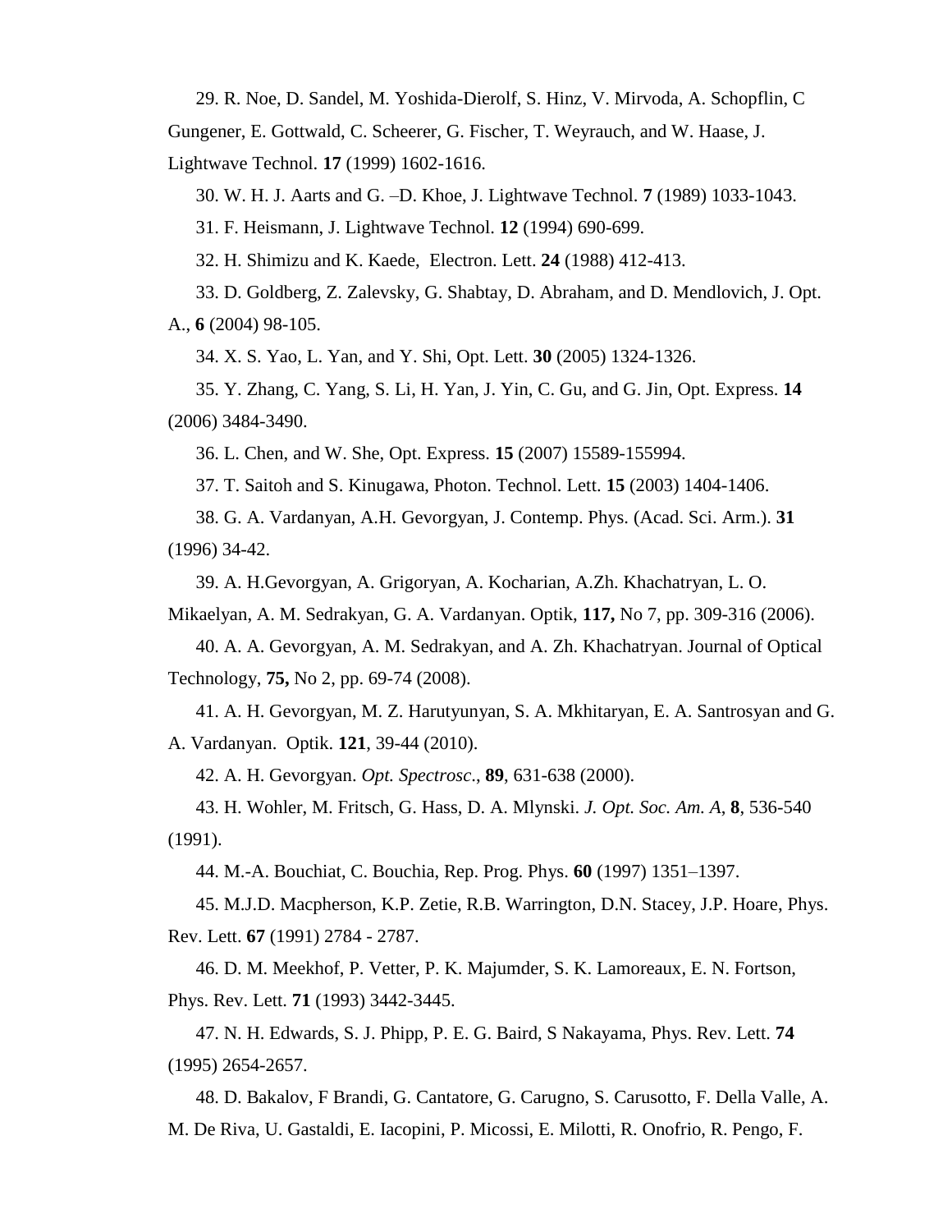29. R. Noe, D. Sandel, M. Yoshida-Dierolf, S. Hinz, V. Mirvoda, A. Schopflin, C Gungener, E. Gottwald, C. Scheerer, G. Fischer, T. Weyrauch, and W. Haase, J. Lightwave Technol. **17** (1999) 1602-1616.

30. W. H. J. Aarts and G. –D. Khoe, J. Lightwave Technol. **7** (1989) 1033-1043.

31. F. Heismann, J. Lightwave Technol. **12** (1994) 690-699.

32. H. Shimizu and K. Kaede, Electron. Lett. **24** (1988) 412-413.

33. D. Goldberg, Z. Zalevsky, G. Shabtay, D. Abraham, and D. Mendlovich, J. Opt. A., **6** (2004) 98-105.

34. X. S. Yao, L. Yan, and Y. Shi, Opt. Lett. **30** (2005) 1324-1326.

35. Y. Zhang, C. Yang, S. Li, H. Yan, J. Yin, C. Gu, and G. Jin, Opt. Express. **14** (2006) 3484-3490.

36. L. Chen, and W. She, Opt. Express. **15** (2007) 15589-155994.

37. T. Saitoh and S. Kinugawa, Photon. Technol. Lett. **15** (2003) 1404-1406.

38. G. A. Vardanyan, A.H. Gevorgyan, J. Contemp. Phys. (Acad. Sci. Arm.). **31** (1996) 34-42.

39. A. H.Gevorgyan, A. Grigoryan, A. Kocharian, A.Zh. Khachatryan, L. O. Mikaelyan, A. M. Sedrakyan, G. A. Vardanyan. Optik, **117,** No 7, pp. 309-316 (2006).

40. A. A. Gevorgyan, A. M. Sedrakyan, and A. Zh. Khachatryan. Journal of Optical Technology, **75,** No 2, pp. 69-74 (2008).

41. A. H. Gevorgyan, M. Z. Harutyunyan, S. A. Mkhitaryan, E. A. Santrosyan and G. A. Vardanyan. Optik. **121**, 39-44 (2010).

42. A. H. Gevorgyan. *Opt. Spectrosc.*, **89**, 631-638 (2000).

43. H. Wohler, M. Fritsch, G. Hass, D. A. Mlynski. *J. Opt. Soc. Am. A*, **8**, 536-540 (1991).

44. M.-A. Bouchiat, C. Bouchia, Rep. Prog. Phys. **60** (1997) 1351–1397.

45. M.J.D. Macpherson, K.P. Zetie, R.B. Warrington, D.N. Stacey, J.P. Hoare, Phys. Rev. Lett. **67** (1991) 2784 - 2787.

46. D. M. Meekhof, P. Vetter, P. K. Majumder, S. K. Lamoreaux, E. N. Fortson, Phys. Rev. Lett. **71** (1993) 3442-3445.

47. N. H. Edwards, S. J. Phipp, P. E. G. Baird, S Nakayama, Phys. Rev. Lett. **74** (1995) 2654-2657.

48. D. Bakalov, F Brandi, G. Cantatore, G. Carugno, S. Carusotto, F. Della Valle, A. M. De Riva, U. Gastaldi, E. Iacopini, P. Micossi, E. Milotti, R. Onofrio, R. Pengo, F.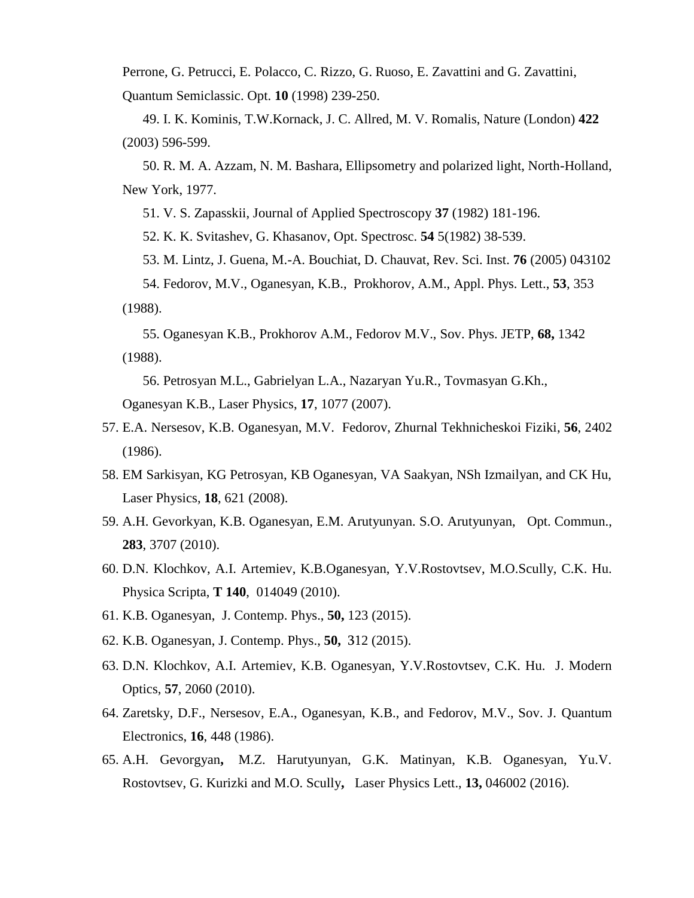Perrone, G. Petrucci, E. Polacco, C. Rizzo, G. Ruoso, E. Zavattini and G. Zavattini, Quantum Semiclassic. Opt. **10** (1998) 239-250.

49. I. K. Kominis, T.W.Kornack, J. C. Allred, M. V. Romalis, Nature (London) **422** (2003) 596-599.

50. R. M. A. Azzam, N. M. Bashara, Ellipsometry and polarized light, North-Holland, New York, 1977.

51. V. S. Zapasskii, Journal of Applied Spectroscopy **37** (1982) 181-196.

52. K. K. Svitashev, G. Khasanov, Opt. Spectrosc. **54** 5(1982) 38-539.

53. M. Lintz, J. Guena, M.-A. Bouchiat, D. Chauvat, Rev. Sci. Inst. **76** (2005) 043102

54. Fedorov, M.V., Oganesyan, K.B., Prokhorov, A.M., Appl. Phys. Lett., **53**, 353 (1988).

55. Oganesyan K.B., Prokhorov A.M., Fedorov M.V., Sov. Phys. JETP, **68,** 1342 (1988).

56. Petrosyan M.L., Gabrielyan L.A., Nazaryan Yu.R., Tovmasyan G.Kh., Oganesyan K.B., Laser Physics, **17**, 1077 (2007).

57. E.A. Nersesov, K.B. Oganesyan, M.V. Fedorov, Zhurnal Tekhnicheskoi Fiziki, **56**, 2402 (1986).

58. EM Sarkisyan, KG Petrosyan, KB Oganesyan, VA Saakyan, NSh Izmailyan, and CK Hu, Laser Physics, **18**, 621 (2008).

59. A.H. Gevorkyan, K.B. Oganesyan, E.M. Arutyunyan. S.O. Arutyunyan, Opt. Commun., **283**, 3707 (2010).

60. D.N. Klochkov, A.I. Artemiev, K.B.Oganesyan, Y.V.Rostovtsev, M.O.Scully, C.K. Hu. Physica Scripta, **T 140**, 014049 (2010).

61. K.B. Oganesyan, J. Contemp. Phys., **50,** 123 (2015).

62. K.B. Oganesyan, J. Contemp. Phys., **50,** 312 (2015).

63. D.N. Klochkov, A.I. Artemiev, K.B. Oganesyan, Y.V.Rostovtsev, C.K. Hu. J. Modern Optics, **57**, 2060 (2010).

64. Zaretsky, D.F., Nersesov, E.A., Oganesyan, K.B., and Fedorov, M.V., Sov. J. Quantum Electronics, **16**, 448 (1986).

65. A.H. Gevorgyan**,** M.Z. Harutyunyan, G.K. Matinyan, K.B. Oganesyan, Yu.V. Rostovtsev, G. Kurizki and M.O. Scully**,** Laser Physics Lett., **13,** 046002 (2016).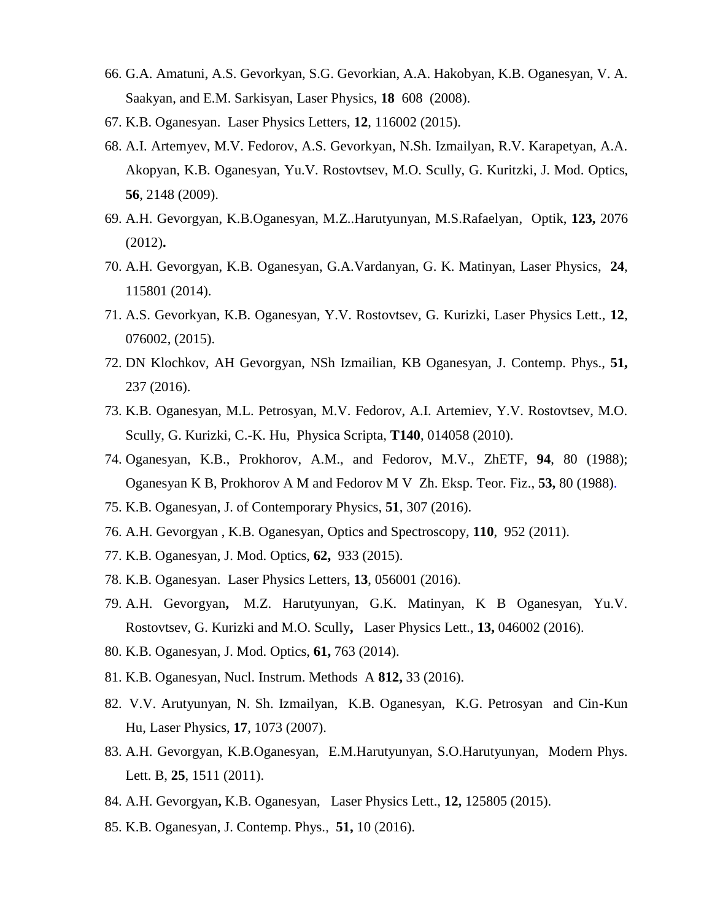66. G.A. Amatuni, A.S. Gevorkyan, S.G. Gevorkian, A.A. Hakobyan, K.B. Oganesyan, V. A. Saakyan, and E.M. Sarkisyan, Laser Physics, **18** 608 (2008).
67. K.B. Oganesyan. Laser Physics Letters, **12**, 116002 (2015).
68. A.I. Artemyev, M.V. Fedorov, A.S. Gevorkyan, N.Sh. Izmailyan, R.V. Karapetyan, A.A. Akopyan, K.B. Oganesyan, Yu.V. Rostovtsev, M.O. Scully, G. Kuritzki, J. Mod. Optics, **56**, 2148 (2009).
69. A.H. Gevorgyan, K.B.Oganesyan, M.Z..Harutyunyan, M.S.Rafaelyan, Optik, **123,** 2076 (2012)**.**
70. A.H. Gevorgyan, K.B. Oganesyan, G.A.Vardanyan, G. K. Matinyan, Laser Physics, **24**, 115801 (2014).
71. A.S. Gevorkyan, K.B. Oganesyan, Y.V. Rostovtsev, G. Kurizki, Laser Physics Lett., **12**, 076002, (2015).
72. DN Klochkov, AH Gevorgyan, NSh Izmailian, KB Oganesyan, J. Contemp. Phys., **51,** 237 (2016).
73. K.B. Oganesyan, M.L. Petrosyan, M.V. Fedorov, A.I. Artemiev, Y.V. Rostovtsev, M.O. Scully, G. Kurizki, C.-K. Hu, Physica Scripta, **T140**, 014058 (2010).
74. Oganesyan, K.B., Prokhorov, A.M., and Fedorov, M.V., ZhETF, **94**, 80 (1988); Oganesyan K B, Prokhorov A M and Fedorov M V Zh. Eksp. Teor. Fiz., **53,** 80 (1988).
75. K.B. Oganesyan, J. of Contemporary Physics, **51**, 307 (2016).
76. A.H. Gevorgyan , K.B. Oganesyan, Optics and Spectroscopy, **110**, 952 (2011).
77. K.B. Oganesyan, J. Mod. Optics, **62,** 933 (2015).
78. K.B. Oganesyan. Laser Physics Letters, **13**, 056001 (2016).
79. A.H. Gevorgyan**,** M.Z. Harutyunyan, G.K. Matinyan, K B Oganesyan, Yu.V. Rostovtsev, G. Kurizki and M.O. Scully**,** Laser Physics Lett., **13,** 046002 (2016).
80. K.B. Oganesyan, J. Mod. Optics, **61,** 763 (2014).
81. K.B. Oganesyan, Nucl. Instrum. Methods A **812,** 33 (2016).
82. V.V. Arutyunyan, N. Sh. Izmailyan, K.B. Oganesyan, K.G. Petrosyan and Cin-Kun Hu, Laser Physics, **17**, 1073 (2007).
83. A.H. Gevorgyan, K.B.Oganesyan, E.M.Harutyunyan, S.O.Harutyunyan, Modern Phys. Lett. B, **25**, 1511 (2011).
84. A.H. Gevorgyan**,** K.B. Oganesyan, Laser Physics Lett., **12,** 125805 (2015).
85. K.B. Oganesyan, J. Contemp. Phys., **51,** 10 (2016).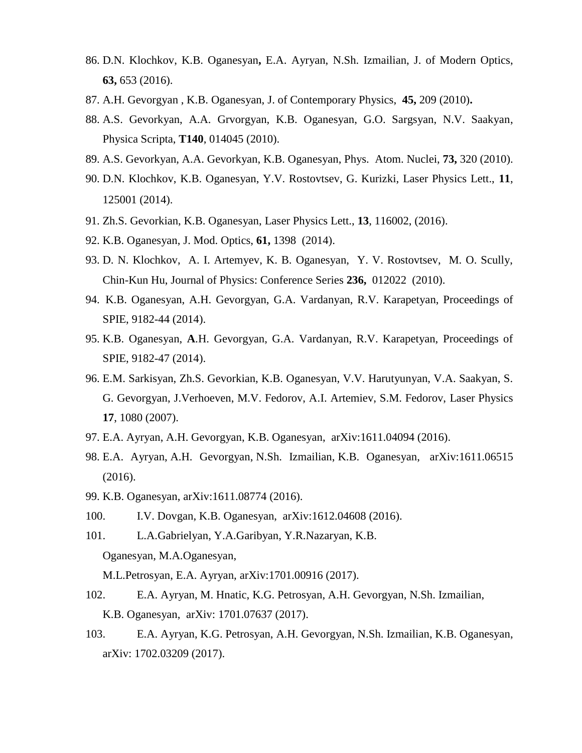86. D.N. Klochkov, K.B. Oganesyan**,** E.A. Ayryan, N.Sh. Izmailian, J. of Modern Optics, **63,** 653 (2016).
87. A.H. Gevorgyan , K.B. Oganesyan, J. of Contemporary Physics, **45,** 209 (2010)**.**
88. A.S. Gevorkyan, A.A. Grvorgyan, K.B. Oganesyan, G.O. Sargsyan, N.V. Saakyan, Physica Scripta, **T140**, 014045 (2010).
89. A.S. Gevorkyan, A.A. Gevorkyan, K.B. Oganesyan, Phys. Atom. Nuclei, **73,** 320 (2010).
90. D.N. Klochkov, K.B. Oganesyan, Y.V. Rostovtsev, G. Kurizki, Laser Physics Lett., **11**, 125001 (2014).
91. Zh.S. Gevorkian, K.B. Oganesyan, Laser Physics Lett., **13**, 116002, (2016).
92. K.B. Oganesyan, J. Mod. Optics, **61,** 1398 (2014).
93. D. N. Klochkov, A. I. Artemyev, K. B. Oganesyan, Y. V. Rostovtsev, M. O. Scully, Chin-Kun Hu, Journal of Physics: Conference Series **236,** 012022 (2010).
94. K.B. Oganesyan, A.H. Gevorgyan, G.A. Vardanyan, R.V. Karapetyan, Proceedings of SPIE, 9182-44 (2014).
95. K.B. Oganesyan, **A**.H. Gevorgyan, G.A. Vardanyan, R.V. Karapetyan, Proceedings of SPIE, 9182-47 (2014).
96. E.M. Sarkisyan, Zh.S. Gevorkian, K.B. Oganesyan, V.V. Harutyunyan, V.A. Saakyan, S. G. Gevorgyan, J.Verhoeven, M.V. Fedorov, A.I. Artemiev, S.M. Fedorov, Laser Physics **17**, 1080 (2007).
97. E.A. Ayryan, A.H. Gevorgyan, K.B. Oganesyan, arXiv:1611.04094 (2016).
98. E.A. Ayryan, A.H. Gevorgyan, N.Sh. Izmailian, K.B. Oganesyan, arXiv:1611.06515 (2016).
99. K.B. Oganesyan, arXiv:1611.08774 (2016).
100. I.V. Dovgan, K.B. Oganesyan, arXiv:1612.04608 (2016).
101. L.A.Gabrielyan, Y.A.Garibyan, Y.R.Nazaryan, K.B. Oganesyan, M.A.Oganesyan, M.L.Petrosyan, E.A. Ayryan, arXiv:1701.00916 (2017).
102. E.A. Ayryan, M. Hnatic, K.G. Petrosyan, A.H. Gevorgyan, N.Sh. Izmailian, K.B. Oganesyan, arXiv: 1701.07637 (2017).
103. E.A. Ayryan, K.G. Petrosyan, A.H. Gevorgyan, N.Sh. Izmailian, K.B. Oganesyan, arXiv: 1702.03209 (2017).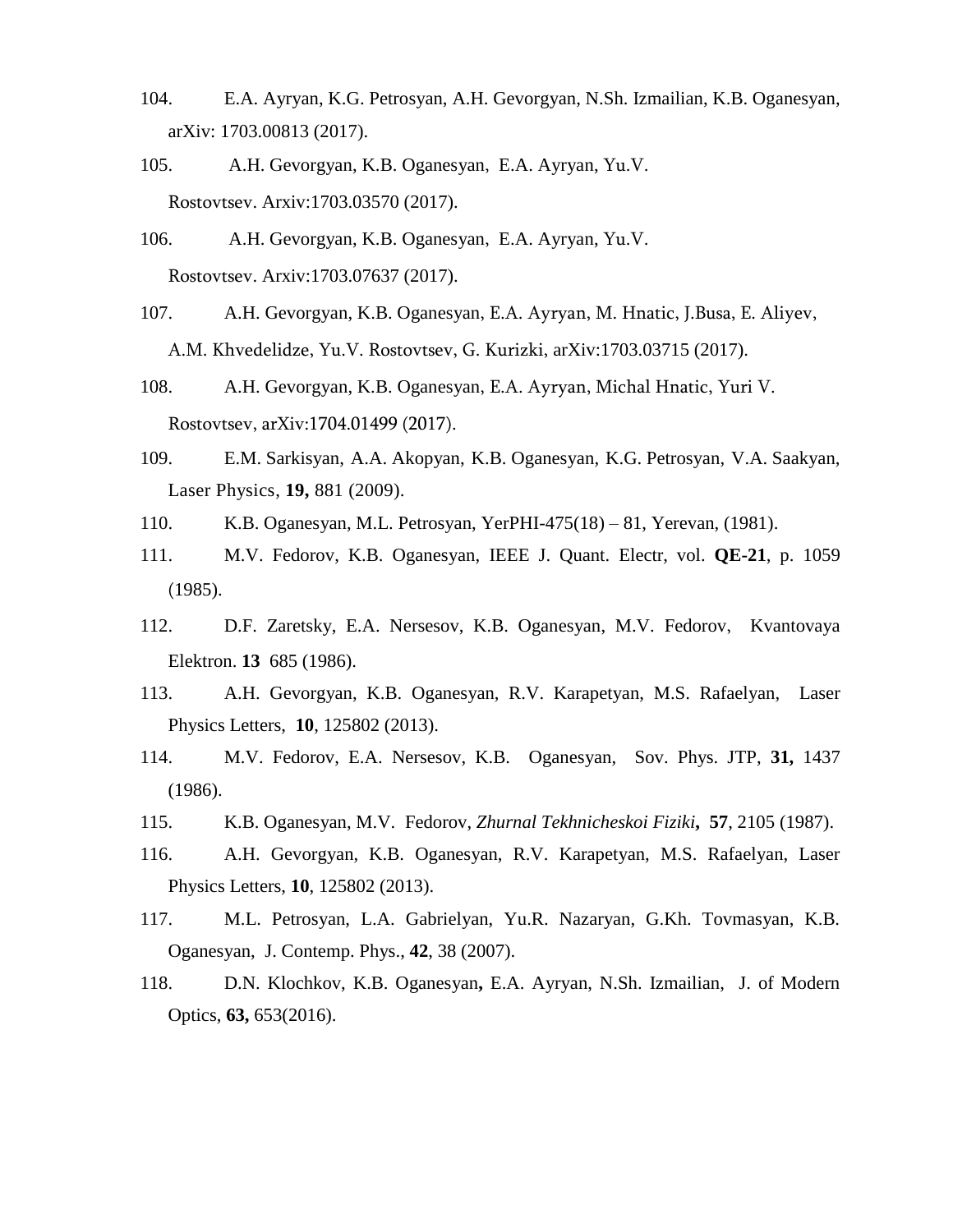104. E.A. Ayryan, K.G. Petrosyan, A.H. Gevorgyan, N.Sh. Izmailian, K.B. Oganesyan, arXiv: 1703.00813 (2017).

105. A.H. Gevorgyan, K.B. Oganesyan, E.A. Ayryan, Yu.V. Rostovtsev. Arxiv:1703.03570 (2017).

106. A.H. Gevorgyan, K.B. Oganesyan, E.A. Ayryan, Yu.V. Rostovtsev. Arxiv:1703.07637 (2017).

107. A.H. Gevorgyan, K.B. Oganesyan, E.A. Ayryan, M. Hnatic, J.Busa, E. Aliyev, A.M. Khvedelidze, Yu.V. Rostovtsev, G. Kurizki, arXiv:1703.03715 (2017).

108. A.H. Gevorgyan, K.B. Oganesyan, E.A. Ayryan, Michal Hnatic, Yuri V. Rostovtsev, arXiv:1704.01499 (2017).

109. E.M. Sarkisyan, A.A. Akopyan, K.B. Oganesyan, K.G. Petrosyan, V.A. Saakyan, Laser Physics, **19,** 881 (2009).

110. K.B. Oganesyan, M.L. Petrosyan, YerPHI-475(18) – 81, Yerevan, (1981).

111. M.V. Fedorov, K.B. Oganesyan, IEEE J. Quant. Electr, vol. **QE-21**, p. 1059 (1985).

112. D.F. Zaretsky, E.A. Nersesov, K.B. Oganesyan, M.V. Fedorov, Kvantovaya Elektron. **13** 685 (1986).

113. A.H. Gevorgyan, K.B. Oganesyan, R.V. Karapetyan, M.S. Rafaelyan, Laser Physics Letters, **10**, 125802 (2013).

114. M.V. Fedorov, E.A. Nersesov, K.B. Oganesyan, Sov. Phys. JTP, **31,** 1437 (1986).

115. K.B. Oganesyan, M.V. Fedorov, *Zhurnal Tekhnicheskoi Fiziki***,** **57**, 2105 (1987).

116. A.H. Gevorgyan, K.B. Oganesyan, R.V. Karapetyan, M.S. Rafaelyan, Laser Physics Letters, **10**, 125802 (2013).

117. M.L. Petrosyan, L.A. Gabrielyan, Yu.R. Nazaryan, G.Kh. Tovmasyan, K.B. Oganesyan, J. Contemp. Phys., **42**, 38 (2007).

118. D.N. Klochkov, K.B. Oganesyan**,** E.A. Ayryan, N.Sh. Izmailian, J. of Modern Optics, **63,** 653(2016).